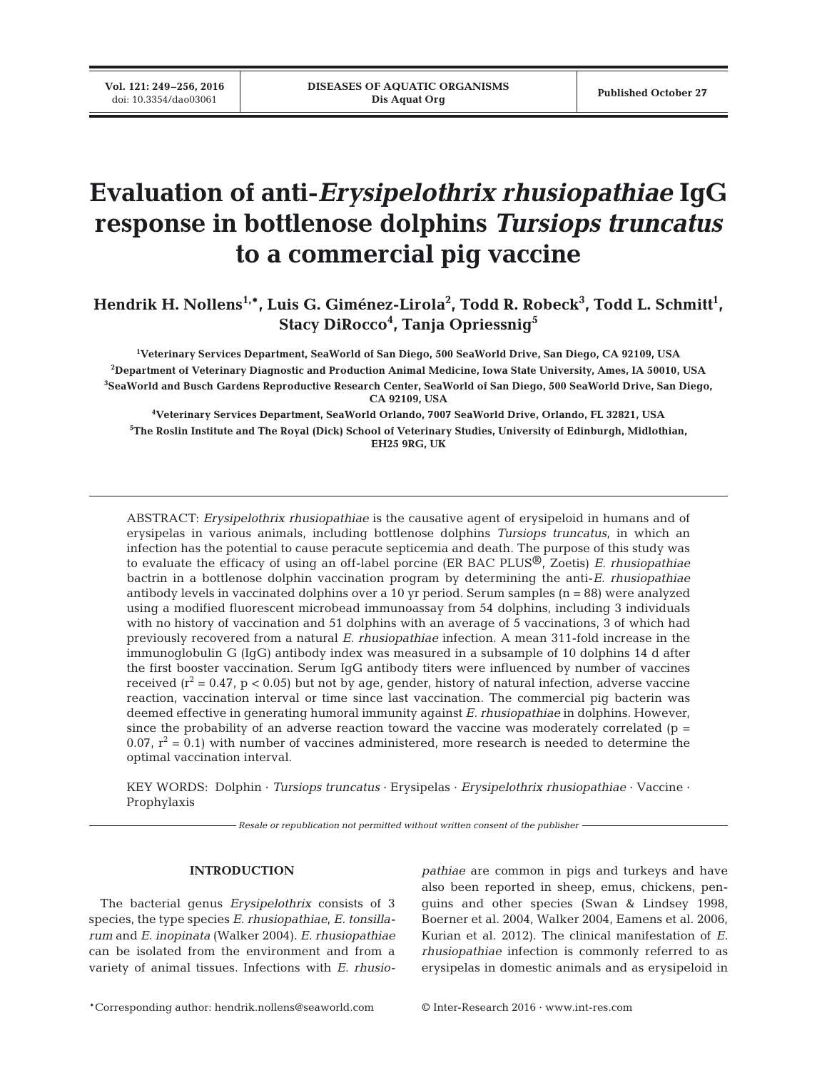# Evaluation of anti-*Erysipelothrix rhusiopathiae* IgG response in bottlenose dolphins *Tursiops truncatus* to a commercial pig vaccine

**Hendrik H. Nollens[1,*], Luis G. Giménez-Lirola[2], Todd R. Robeck[3], Todd L. Schmitt[1], Stacy DiRocco[4], Tanja Opriessnig[5]**

[1]Veterinary Services Department, SeaWorld of San Diego, 500 SeaWorld Drive, San Diego, CA 92109, USA

[2]Department of Veterinary Diagnostic and Production Animal Medicine, Iowa State University, Ames, IA 50010, USA

[3]SeaWorld and Busch Gardens Reproductive Research Center, SeaWorld of San Diego, 500 SeaWorld Drive, San Diego, CA 92109, USA

[4]Veterinary Services Department, SeaWorld Orlando, 7007 SeaWorld Drive, Orlando, FL 32821, USA

[5]The Roslin Institute and The Royal (Dick) School of Veterinary Studies, University of Edinburgh, Midlothian, EH25 9RG, UK

ABSTRACT: *Erysipelothrix rhusiopathiae* is the causative agent of erysipeloid in humans and of erysipelas in various animals, including bottlenose dolphins *Tursiops truncatus*, in which an infection has the potential to cause peracute septicemia and death. The purpose of this study was to evaluate the efficacy of using an off-label porcine (ER BAC PLUS®, Zoetis) *E. rhusiopathiae* bactrin in a bottlenose dolphin vaccination program by determining the anti-*E. rhusiopathiae* antibody levels in vaccinated dolphins over a 10 yr period. Serum samples (n = 88) were analyzed using a modified fluorescent microbead immunoassay from 54 dolphins, including 3 individuals with no history of vaccination and 51 dolphins with an average of 5 vaccinations, 3 of which had previously recovered from a natural *E. rhusiopathiae* infection. A mean 311-fold increase in the immunoglobulin G (IgG) antibody index was measured in a subsample of 10 dolphins 14 d after the first booster vaccination. Serum IgG antibody titers were influenced by number of vaccines received ($r^2 = 0.47$, $p < 0.05$) but not by age, gender, history of natural infection, adverse vaccine reaction, vaccination interval or time since last vaccination. The commercial pig bacterin was deemed effective in generating humoral immunity against *E. rhusiopathiae* in dolphins. However, since the probability of an adverse reaction toward the vaccine was moderately correlated ($p = 0.07$, $r^2 = 0.1$) with number of vaccines administered, more research is needed to determine the optimal vaccination interval.

KEY WORDS: Dolphin · *Tursiops truncatus* · Erysipelas · *Erysipelothrix rhusiopathiae* · Vaccine · Prophylaxis

*Resale or republication not permitted without written consent of the publisher*

## INTRODUCTION

The bacterial genus *Erysipelothrix* consists of 3 species, the type species *E. rhusiopathiae*, *E. tonsillarum* and *E. inopinata* (Walker 2004). *E. rhusiopathiae* can be isolated from the environment and from a variety of animal tissues. Infections with *E. rhusiopathiae* are common in pigs and turkeys and have also been reported in sheep, emus, chickens, penguins and other species (Swan & Lindsey 1998, Boerner et al. 2004, Walker 2004, Eamens et al. 2006, Kurian et al. 2012). The clinical manifestation of *E. rhusiopathiae* infection is commonly referred to as erysipelas in domestic animals and as erysipeloid in

*Corresponding author: hendrik.nollens@seaworld.com

© Inter-Research 2016 · www.int-res.com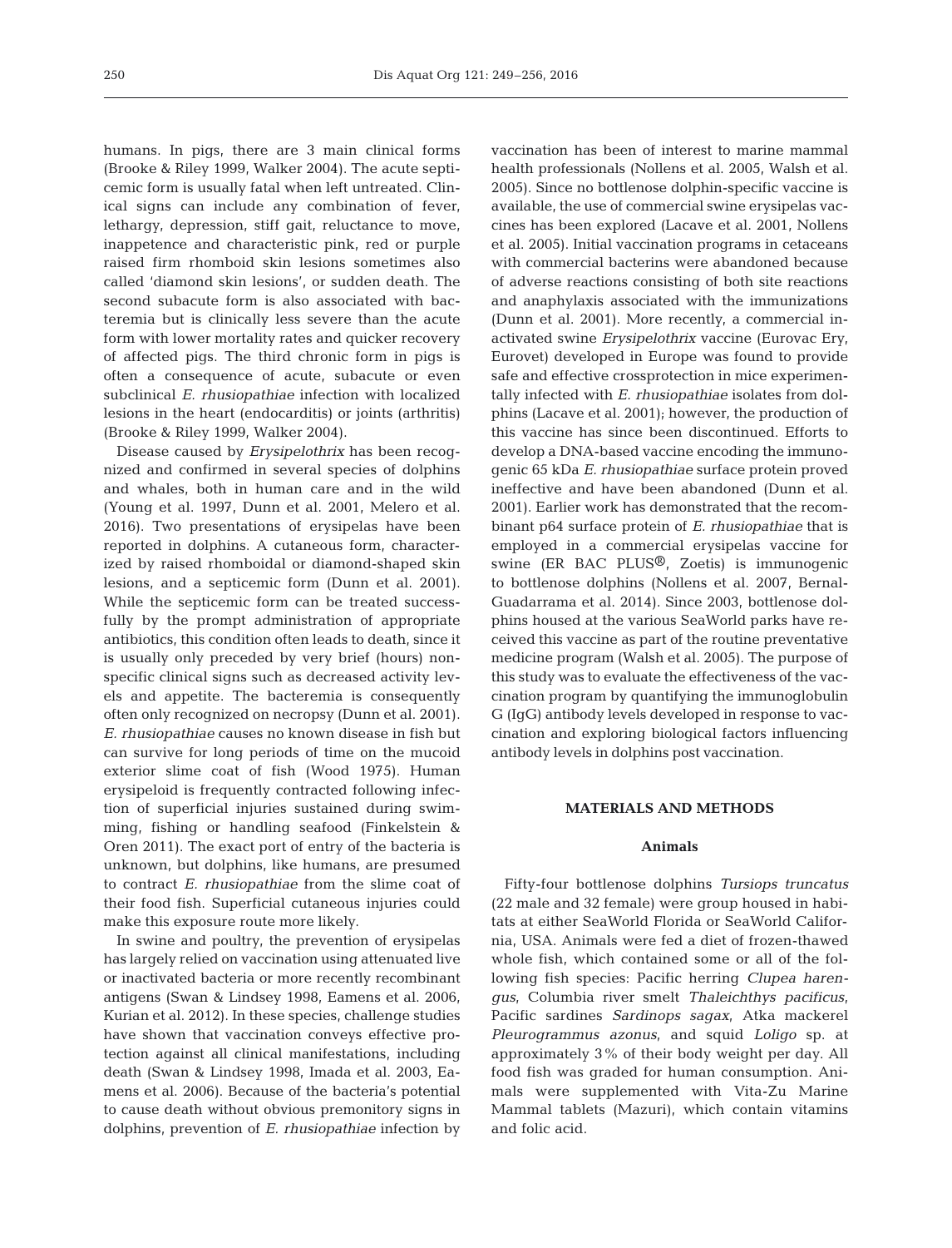humans. In pigs, there are 3 main clinical forms (Brooke & Riley 1999, Walker 2004). The acute septicemic form is usually fatal when left untreated. Clinical signs can include any combination of fever, lethargy, depression, stiff gait, reluctance to move, inappetence and characteristic pink, red or purple raised firm rhomboid skin lesions sometimes also called 'diamond skin lesions', or sudden death. The second subacute form is also associated with bacteremia but is clinically less severe than the acute form with lower mortality rates and quicker recovery of affected pigs. The third chronic form in pigs is often a consequence of acute, subacute or even subclinical *E. rhusiopathiae* infection with localized lesions in the heart (endocarditis) or joints (arthritis) (Brooke & Riley 1999, Walker 2004).

Disease caused by *Erysipelothrix* has been recognized and confirmed in several species of dolphins and whales, both in human care and in the wild (Young et al. 1997, Dunn et al. 2001, Melero et al. 2016). Two presentations of erysipelas have been reported in dolphins. A cutaneous form, characterized by raised rhomboidal or diamond-shaped skin lesions, and a septicemic form (Dunn et al. 2001). While the septicemic form can be treated successfully by the prompt administration of appropriate antibiotics, this condition often leads to death, since it is usually only preceded by very brief (hours) nonspecific clinical signs such as decreased activity levels and appetite. The bacteremia is consequently often only recognized on necropsy (Dunn et al. 2001). *E. rhusiopathiae* causes no known disease in fish but can survive for long periods of time on the mucoid exterior slime coat of fish (Wood 1975). Human erysipeloid is frequently contracted following infection of superficial injuries sustained during swimming, fishing or handling seafood (Finkelstein & Oren 2011). The exact port of entry of the bacteria is unknown, but dolphins, like humans, are presumed to contract *E. rhusiopathiae* from the slime coat of their food fish. Superficial cutaneous injuries could make this exposure route more likely.

In swine and poultry, the prevention of erysipelas has largely relied on vaccination using attenuated live or inactivated bacteria or more recently recombinant antigens (Swan & Lindsey 1998, Eamens et al. 2006, Kurian et al. 2012). In these species, challenge studies have shown that vaccination conveys effective protection against all clinical manifestations, including death (Swan & Lindsey 1998, Imada et al. 2003, Eamens et al. 2006). Because of the bacteria's potential to cause death without obvious premonitory signs in dolphins, prevention of *E. rhusiopathiae* infection by vaccination has been of interest to marine mammal health professionals (Nollens et al. 2005, Walsh et al. 2005). Since no bottlenose dolphin-specific vaccine is available, the use of commercial swine erysipelas vaccines has been explored (Lacave et al. 2001, Nollens et al. 2005). Initial vaccination programs in cetaceans with commercial bacterins were abandoned because of adverse reactions consisting of both site reactions and anaphylaxis associated with the immunizations (Dunn et al. 2001). More recently, a commercial inactivated swine *Erysipelothrix* vaccine (Eurovac Ery, Eurovet) developed in Europe was found to provide safe and effective crossprotection in mice experimentally infected with *E. rhusiopathiae* isolates from dolphins (Lacave et al. 2001); however, the production of this vaccine has since been discontinued. Efforts to develop a DNA-based vaccine encoding the immunogenic 65 kDa *E. rhusiopathiae* surface protein proved ineffective and have been abandoned (Dunn et al. 2001). Earlier work has demonstrated that the recombinant p64 surface protein of *E. rhusiopathiae* that is employed in a commercial erysipelas vaccine for swine (ER BAC PLUS®, Zoetis) is immunogenic to bottlenose dolphins (Nollens et al. 2007, Bernal-Guadarrama et al. 2014). Since 2003, bottlenose dolphins housed at the various SeaWorld parks have received this vaccine as part of the routine preventative medicine program (Walsh et al. 2005). The purpose of this study was to evaluate the effectiveness of the vaccination program by quantifying the immunoglobulin G (IgG) antibody levels developed in response to vaccination and exploring biological factors influencing antibody levels in dolphins post vaccination.

## MATERIALS AND METHODS

### Animals

Fifty-four bottlenose dolphins *Tursiops truncatus* (22 male and 32 female) were group housed in habitats at either SeaWorld Florida or SeaWorld California, USA. Animals were fed a diet of frozen-thawed whole fish, which contained some or all of the following fish species: Pacific herring *Clupea harengus*, Columbia river smelt *Thaleichthys pacificus*, Pacific sardines *Sardinops sagax*, Atka mackerel *Pleurogrammus azonus*, and squid *Loligo* sp. at approximately 3% of their body weight per day. All food fish was graded for human consumption. Animals were supplemented with Vita-Zu Marine Mammal tablets (Mazuri), which contain vitamins and folic acid.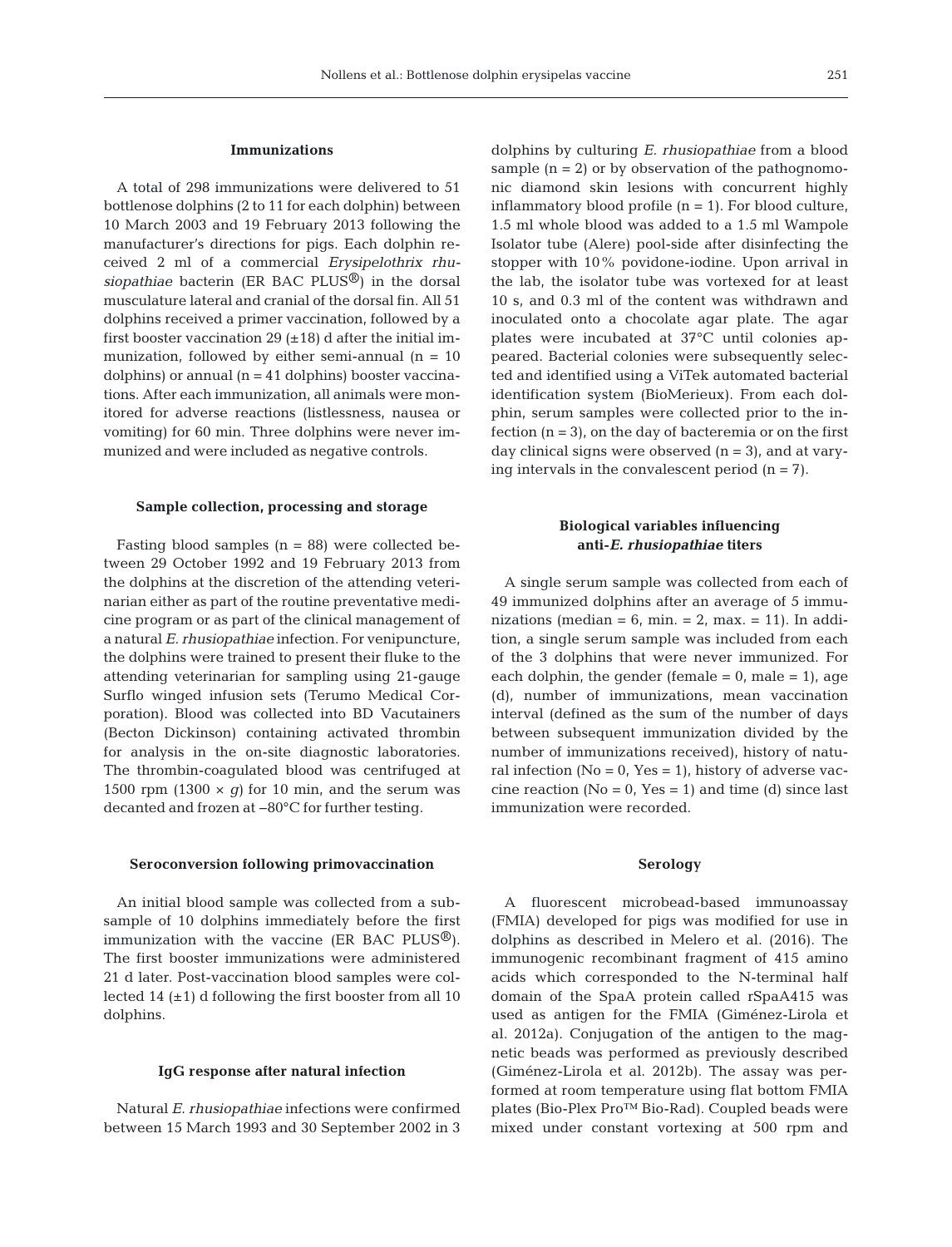### Immunizations

A total of 298 immunizations were delivered to 51 bottlenose dolphins (2 to 11 for each dolphin) between 10 March 2003 and 19 February 2013 following the manufacturer's directions for pigs. Each dolphin received 2 ml of a commercial *Erysipelothrix rhusiopathiae* bacterin (ER BAC PLUS®) in the dorsal musculature lateral and cranial of the dorsal fin. All 51 dolphins received a primer vaccination, followed by a first booster vaccination 29 (±18) d after the initial immunization, followed by either semi-annual (n = 10 dolphins) or annual (n = 41 dolphins) booster vaccinations. After each immunization, all animals were monitored for adverse reactions (listlessness, nausea or vomiting) for 60 min. Three dolphins were never immunized and were included as negative controls.

### Sample collection, processing and storage

Fasting blood samples (n = 88) were collected between 29 October 1992 and 19 February 2013 from the dolphins at the discretion of the attending veterinarian either as part of the routine preventative medicine program or as part of the clinical management of a natural *E. rhusiopathiae* infection. For venipuncture, the dolphins were trained to present their fluke to the attending veterinarian for sampling using 21-gauge Surflo winged infusion sets (Terumo Medical Corporation). Blood was collected into BD Vacutainers (Becton Dickinson) containing activated thrombin for analysis in the on-site diagnostic laboratories. The thrombin-coagulated blood was centrifuged at 1500 rpm (1300 × *g*) for 10 min, and the serum was decanted and frozen at −80°C for further testing.

### Seroconversion following primovaccination

An initial blood sample was collected from a subsample of 10 dolphins immediately before the first immunization with the vaccine (ER BAC PLUS®). The first booster immunizations were administered 21 d later. Post-vaccination blood samples were collected 14 (±1) d following the first booster from all 10 dolphins.

### IgG response after natural infection

Natural *E. rhusiopathiae* infections were confirmed between 15 March 1993 and 30 September 2002 in 3 dolphins by culturing *E. rhusiopathiae* from a blood sample (n = 2) or by observation of the pathognomonic diamond skin lesions with concurrent highly inflammatory blood profile (n = 1). For blood culture, 1.5 ml whole blood was added to a 1.5 ml Wampole Isolator tube (Alere) pool-side after disinfecting the stopper with 10% povidone-iodine. Upon arrival in the lab, the isolator tube was vortexed for at least 10 s, and 0.3 ml of the content was withdrawn and inoculated onto a chocolate agar plate. The agar plates were incubated at 37°C until colonies appeared. Bacterial colonies were subsequently selected and identified using a ViTek automated bacterial identification system (BioMerieux). From each dolphin, serum samples were collected prior to the infection (n = 3), on the day of bacteremia or on the first day clinical signs were observed (n = 3), and at varying intervals in the convalescent period (n = 7).

### Biological variables influencing anti-*E. rhusiopathiae* titers

A single serum sample was collected from each of 49 immunized dolphins after an average of 5 immunizations (median = 6, min. = 2, max. = 11). In addition, a single serum sample was included from each of the 3 dolphins that were never immunized. For each dolphin, the gender (female = 0, male = 1), age (d), number of immunizations, mean vaccination interval (defined as the sum of the number of days between subsequent immunization divided by the number of immunizations received), history of natural infection (No = 0, Yes = 1), history of adverse vaccine reaction (No = 0, Yes = 1) and time (d) since last immunization were recorded.

### Serology

A fluorescent microbead-based immunoassay (FMIA) developed for pigs was modified for use in dolphins as described in Melero et al. (2016). The immunogenic recombinant fragment of 415 amino acids which corresponded to the N-terminal half domain of the SpaA protein called rSpaA415 was used as antigen for the FMIA (Giménez-Lirola et al. 2012a). Conjugation of the antigen to the magnetic beads was performed as previously described (Giménez-Lirola et al. 2012b). The assay was performed at room temperature using flat bottom FMIA plates (Bio-Plex Pro™ Bio-Rad). Coupled beads were mixed under constant vortexing at 500 rpm and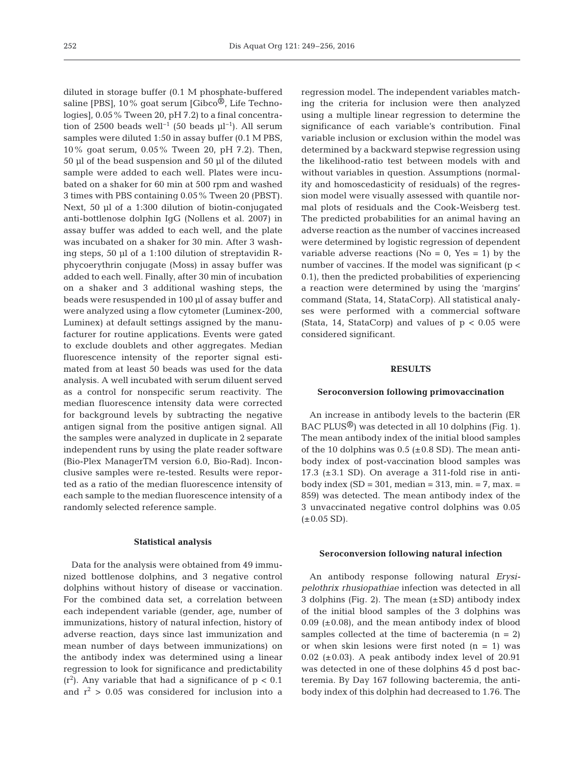diluted in storage buffer (0.1 M phosphate-buffered saline [PBS], 10% goat serum [Gibco®, Life Technologies], 0.05% Tween 20, pH 7.2) to a final concentration of 2500 beads well$^{-1}$ (50 beads µl$^{-1}$). All serum samples were diluted 1:50 in assay buffer (0.1 M PBS, 10% goat serum, 0.05% Tween 20, pH 7.2). Then, 50 µl of the bead suspension and 50 µl of the diluted sample were added to each well. Plates were incubated on a shaker for 60 min at 500 rpm and washed 3 times with PBS containing 0.05% Tween 20 (PBST). Next, 50 µl of a 1:300 dilution of biotin-conjugated anti-bottlenose dolphin IgG (Nollens et al. 2007) in assay buffer was added to each well, and the plate was incubated on a shaker for 30 min. After 3 washing steps, 50 µl of a 1:100 dilution of streptavidin R-phycoerythrin conjugate (Moss) in assay buffer was added to each well. Finally, after 30 min of incubation on a shaker and 3 additional washing steps, the beads were resuspended in 100 µl of assay buffer and were analyzed using a flow cytometer (Luminex-200, Luminex) at default settings assigned by the manufacturer for routine applications. Events were gated to exclude doublets and other aggregates. Median fluorescence intensity of the reporter signal estimated from at least 50 beads was used for the data analysis. A well incubated with serum diluent served as a control for nonspecific serum reactivity. The median fluorescence intensity data were corrected for background levels by subtracting the negative antigen signal from the positive antigen signal. All the samples were analyzed in duplicate in 2 separate independent runs by using the plate reader software (Bio-Plex ManagerTM version 6.0, Bio-Rad). Inconclusive samples were re-tested. Results were reported as a ratio of the median fluorescence intensity of each sample to the median fluorescence intensity of a randomly selected reference sample.

### Statistical analysis

Data for the analysis were obtained from 49 immunized bottlenose dolphins, and 3 negative control dolphins without history of disease or vaccination. For the combined data set, a correlation between each independent variable (gender, age, number of immunizations, history of natural infection, history of adverse reaction, days since last immunization and mean number of days between immunizations) on the antibody index was determined using a linear regression to look for significance and predictability ($r^2$). Any variable that had a significance of $p < 0.1$ and $r^2 > 0.05$ was considered for inclusion into a regression model. The independent variables matching the criteria for inclusion were then analyzed using a multiple linear regression to determine the significance of each variable's contribution. Final variable inclusion or exclusion within the model was determined by a backward stepwise regression using the likelihood-ratio test between models with and without variables in question. Assumptions (normality and homoscedasticity of residuals) of the regression model were visually assessed with quantile normal plots of residuals and the Cook-Weisberg test. The predicted probabilities for an animal having an adverse reaction as the number of vaccines increased were determined by logistic regression of dependent variable adverse reactions (No = 0, Yes = 1) by the number of vaccines. If the model was significant ($p < 0.1$), then the predicted probabilities of experiencing a reaction were determined by using the 'margins' command (Stata, 14, StataCorp). All statistical analyses were performed with a commercial software (Stata, 14, StataCorp) and values of $p < 0.05$ were considered significant.

## RESULTS

### Seroconversion following primovaccination

An increase in antibody levels to the bacterin (ER BAC PLUS®) was detected in all 10 dolphins (Fig. 1). The mean antibody index of the initial blood samples of the 10 dolphins was 0.5 (±0.8 SD). The mean antibody index of post-vaccination blood samples was 17.3 (±3.1 SD). On average a 311-fold rise in antibody index (SD = 301, median = 313, min. = 7, max. = 859) was detected. The mean antibody index of the 3 unvaccinated negative control dolphins was 0.05 (±0.05 SD).

### Seroconversion following natural infection

An antibody response following natural *Erysipelothrix rhusiopathiae* infection was detected in all 3 dolphins (Fig. 2). The mean (±SD) antibody index of the initial blood samples of the 3 dolphins was 0.09 (±0.08), and the mean antibody index of blood samples collected at the time of bacteremia (n = 2) or when skin lesions were first noted (n = 1) was 0.02 (±0.03). A peak antibody index level of 20.91 was detected in one of these dolphins 45 d post bacteremia. By Day 167 following bacteremia, the antibody index of this dolphin had decreased to 1.76. The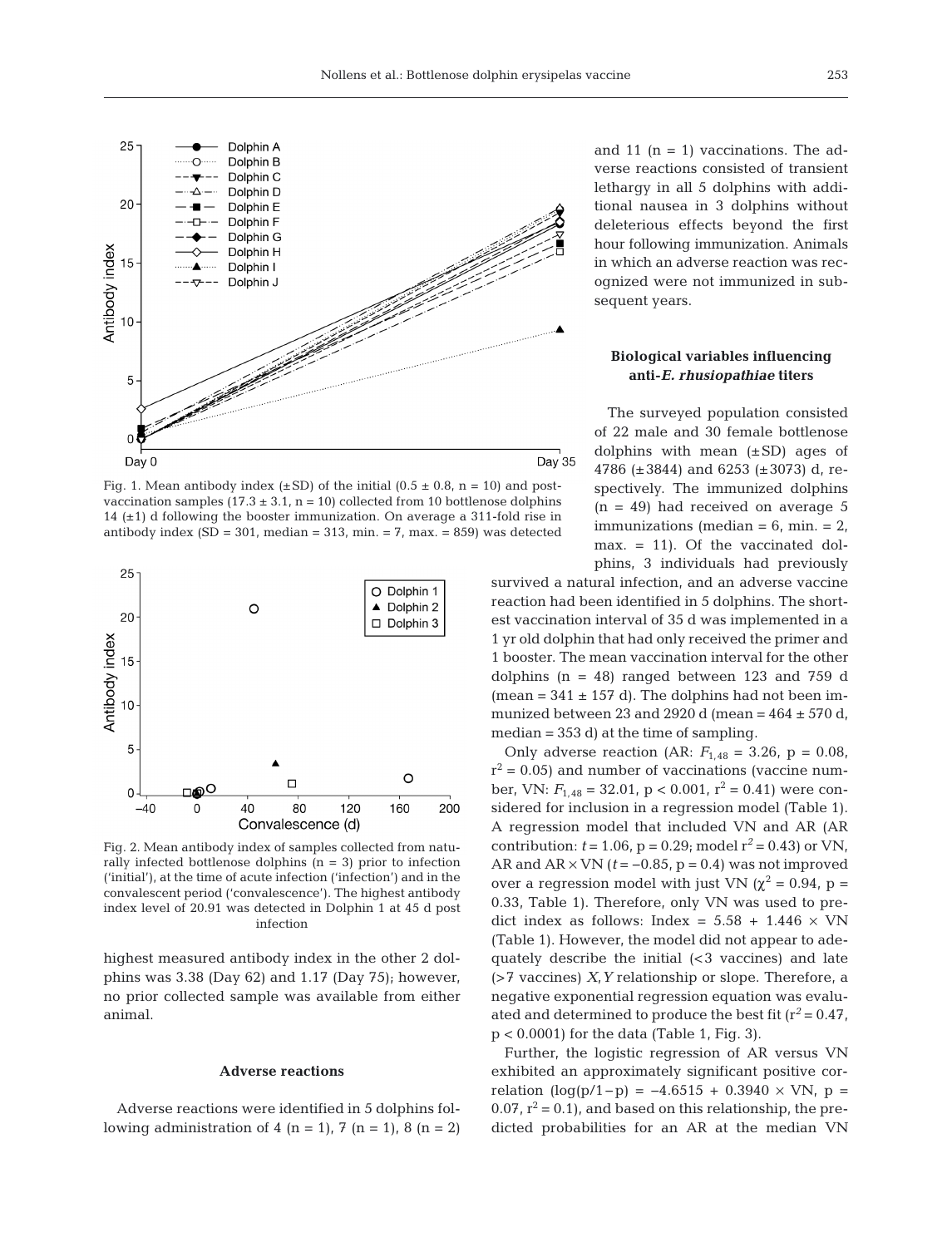Fig. 1. Mean antibody index (±SD) of the initial (0.5 ± 0.8, n = 10) and post-vaccination samples (17.3 ± 3.1, n = 10) collected from 10 bottlenose dolphins 14 (±1) d following the booster immunization. On average a 311-fold rise in antibody index (SD = 301, median = 313, min. = 7, max. = 859) was detected

Fig. 2. Mean antibody index of samples collected from naturally infected bottlenose dolphins (n = 3) prior to infection ('initial'), at the time of acute infection ('infection') and in the convalescent period ('convalescence'). The highest antibody index level of 20.91 was detected in Dolphin 1 at 45 d post infection

highest measured antibody index in the other 2 dolphins was 3.38 (Day 62) and 1.17 (Day 75); however, no prior collected sample was available from either animal.

### Adverse reactions

Adverse reactions were identified in 5 dolphins following administration of 4 (n = 1), 7 (n = 1), 8 (n = 2) and 11 (n = 1) vaccinations. The adverse reactions consisted of transient lethargy in all 5 dolphins with additional nausea in 3 dolphins without deleterious effects beyond the first hour following immunization. Animals in which an adverse reaction was recognized were not immunized in subsequent years.

### Biological variables influencing anti-*E. rhusiopathiae* titers

The surveyed population consisted of 22 male and 30 female bottlenose dolphins with mean (±SD) ages of 4786 (±3844) and 6253 (±3073) d, respectively. The immunized dolphins (n = 49) had received on average 5 immunizations (median = 6, min. = 2, max. = 11). Of the vaccinated dolphins, 3 individuals had previously survived a natural infection, and an adverse vaccine reaction had been identified in 5 dolphins. The shortest vaccination interval of 35 d was implemented in a 1 yr old dolphin that had only received the primer and 1 booster. The mean vaccination interval for the other dolphins (n = 48) ranged between 123 and 759 d (mean = 341 ± 157 d). The dolphins had not been immunized between 23 and 2920 d (mean = 464 ± 570 d, median = 353 d) at the time of sampling.

Only adverse reaction (AR: $F_{1,48} = 3.26$, $p = 0.08$, $r^2 = 0.05$) and number of vaccinations (vaccine number, VN: $F_{1,48} = 32.01$, $p < 0.001$, $r^2 = 0.41$) were considered for inclusion in a regression model (Table 1). A regression model that included VN and AR (AR contribution: $t = 1.06$, $p = 0.29$; model $r^2 = 0.43$) or VN, AR and AR × VN ($t = -0.85$, $p = 0.4$) was not improved over a regression model with just VN ($\chi^2 = 0.94$, $p = 0.33$, Table 1). Therefore, only VN was used to predict index as follows: Index = 5.58 + 1.446 × VN (Table 1). However, the model did not appear to adequately describe the initial (<3 vaccines) and late (>7 vaccines) *X,Y* relationship or slope. Therefore, a negative exponential regression equation was evaluated and determined to produce the best fit ($r^2 = 0.47$, $p < 0.0001$) for the data (Table 1, Fig. 3).

Further, the logistic regression of AR versus VN exhibited an approximately significant positive correlation ($\log(p/1-p) = -4.6515 + 0.3940 \times VN$, $p = 0.07$, $r^2 = 0.1$), and based on this relationship, the predicted probabilities for an AR at the median VN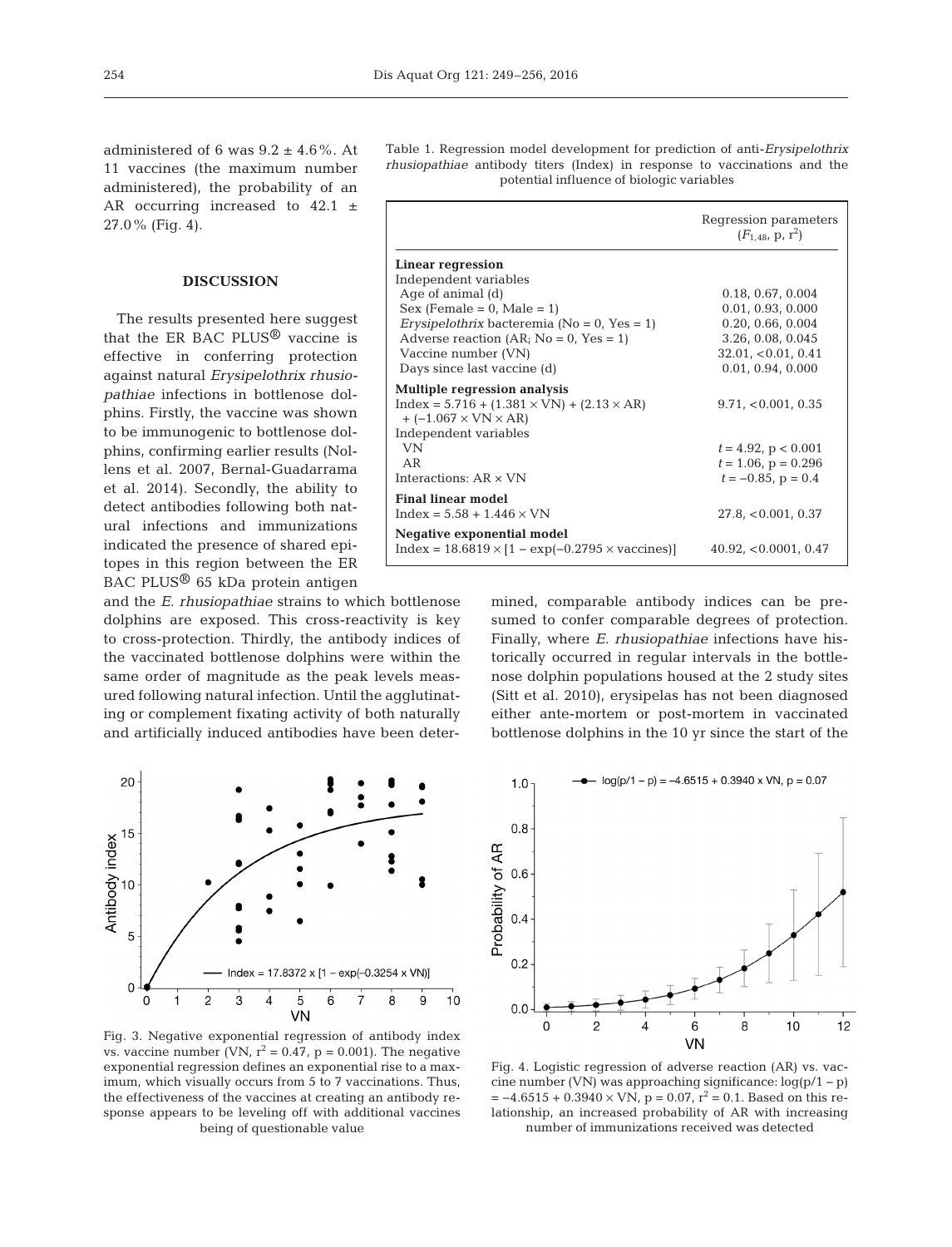administered of 6 was 9.2 ± 4.6%. At 11 vaccines (the maximum number administered), the probability of an AR occurring increased to 42.1 ± 27.0% (Fig. 4).

Table 1. Regression model development for prediction of anti-*Erysipelothrix rhusiopathiae* antibody titers (Index) in response to vaccinations and the potential influence of biologic variables

| | Regression parameters ($F_{1,48}$, p, $r^2$) |
|---|---|
| **Linear regression** | |
| Independent variables | |
| Age of animal (d) | 0.18, 0.67, 0.004 |
| Sex (Female = 0, Male = 1) | 0.01, 0.93, 0.000 |
| *Erysipelothrix* bacteremia (No = 0, Yes = 1) | 0.20, 0.66, 0.004 |
| Adverse reaction (AR; No = 0, Yes = 1) | 3.26, 0.08, 0.045 |
| Vaccine number (VN) | 32.01, <0.01, 0.41 |
| Days since last vaccine (d) | 0.01, 0.94, 0.000 |
| **Multiple regression analysis** | |
| Index = 5.716 + (1.381 × VN) + (2.13 × AR) + (−1.067 × VN × AR) | 9.71, <0.001, 0.35 |
| Independent variables | |
| VN | $t$ = 4.92, p < 0.001 |
| AR | $t$ = 1.06, p = 0.296 |
| Interactions: AR × VN | $t$ = −0.85, p = 0.4 |
| **Final linear model** | |
| Index = 5.58 + 1.446 × VN | 27.8, <0.001, 0.37 |
| **Negative exponential model** | |
| Index = 18.6819 × [1 − exp(−0.2795 × vaccines)] | 40.92, <0.0001, 0.47 |

## DISCUSSION

The results presented here suggest that the ER BAC PLUS® vaccine is effective in conferring protection against natural *Erysipelothrix rhusiopathiae* infections in bottlenose dolphins. Firstly, the vaccine was shown to be immunogenic to bottlenose dolphins, confirming earlier results (Nollens et al. 2007, Bernal-Guadarrama et al. 2014). Secondly, the ability to detect antibodies following both natural infections and immunizations indicated the presence of shared epitopes in this region between the ER BAC PLUS® 65 kDa protein antigen and the *E. rhusiopathiae* strains to which bottlenose dolphins are exposed. This cross-reactivity is key to cross-protection. Thirdly, the antibody indices of the vaccinated bottlenose dolphins were within the same order of magnitude as the peak levels measured following natural infection. Until the agglutinating or complement fixating activity of both naturally and artificially induced antibodies have been determined, comparable antibody indices can be presumed to confer comparable degrees of protection. Finally, where *E. rhusiopathiae* infections have historically occurred in regular intervals in the bottlenose dolphin populations housed at the 2 study sites (Sitt et al. 2010), erysipelas has not been diagnosed either ante-mortem or post-mortem in vaccinated bottlenose dolphins in the 10 yr since the start of the

Fig. 3. Negative exponential regression of antibody index vs. vaccine number (VN, $r^2$ = 0.47, p = 0.001). The negative exponential regression defines an exponential rise to a maximum, which visually occurs from 5 to 7 vaccinations. Thus, the effectiveness of the vaccines at creating an antibody response appears to be leveling off with additional vaccines being of questionable value

Fig. 4. Logistic regression of adverse reaction (AR) vs. vaccine number (VN) was approaching significance: log(p/1 − p) = −4.6515 + 0.3940 × VN, p = 0.07, $r^2$ = 0.1. Based on this relationship, an increased probability of AR with increasing number of immunizations received was detected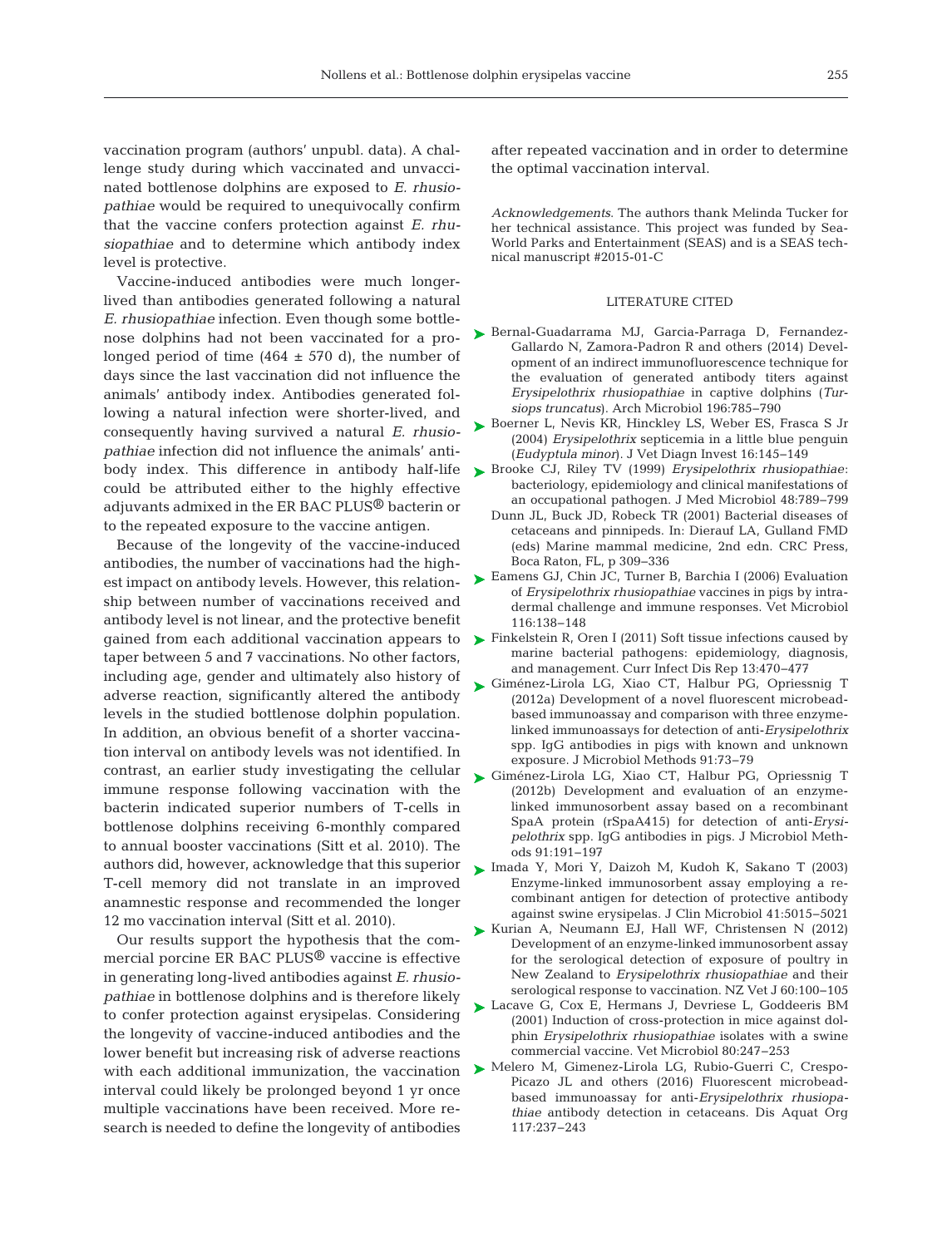vaccination program (authors' unpubl. data). A challenge study during which vaccinated and unvaccinated bottlenose dolphins are exposed to *E. rhusiopathiae* would be required to unequivocally confirm that the vaccine confers protection against *E. rhusiopathiae* and to determine which antibody index level is protective.

Vaccine-induced antibodies were much longer-lived than antibodies generated following a natural *E. rhusiopathiae* infection. Even though some bottlenose dolphins had not been vaccinated for a prolonged period of time (464 ± 570 d), the number of days since the last vaccination did not influence the animals' antibody index. Antibodies generated following a natural infection were shorter-lived, and consequently having survived a natural *E. rhusiopathiae* infection did not influence the animals' antibody index. This difference in antibody half-life could be attributed either to the highly effective adjuvants admixed in the ER BAC PLUS® bacterin or to the repeated exposure to the vaccine antigen.

Because of the longevity of the vaccine-induced antibodies, the number of vaccinations had the highest impact on antibody levels. However, this relationship between number of vaccinations received and antibody level is not linear, and the protective benefit gained from each additional vaccination appears to taper between 5 and 7 vaccinations. No other factors, including age, gender and ultimately also history of adverse reaction, significantly altered the antibody levels in the studied bottlenose dolphin population. In addition, an obvious benefit of a shorter vaccination interval on antibody levels was not identified. In contrast, an earlier study investigating the cellular immune response following vaccination with the bacterin indicated superior numbers of T-cells in bottlenose dolphins receiving 6-monthly compared to annual booster vaccinations (Sitt et al. 2010). The authors did, however, acknowledge that this superior T-cell memory did not translate in an improved anamnestic response and recommended the longer 12 mo vaccination interval (Sitt et al. 2010).

Our results support the hypothesis that the commercial porcine ER BAC PLUS® vaccine is effective in generating long-lived antibodies against *E. rhusiopathiae* in bottlenose dolphins and is therefore likely to confer protection against erysipelas. Considering the longevity of vaccine-induced antibodies and the lower benefit but increasing risk of adverse reactions with each additional immunization, the vaccination interval could likely be prolonged beyond 1 yr once multiple vaccinations have been received. More research is needed to define the longevity of antibodies after repeated vaccination and in order to determine the optimal vaccination interval.

*Acknowledgements*. The authors thank Melinda Tucker for her technical assistance. This project was funded by SeaWorld Parks and Entertainment (SEAS) and is a SEAS technical manuscript #2015-01-C

## LITERATURE CITED

- Bernal-Guadarrama MJ, Garcia-Parraga D, Fernandez-Gallardo N, Zamora-Padron R and others (2014) Development of an indirect immunofluorescence technique for the evaluation of generated antibody titers against *Erysipelothrix rhusiopathiae* in captive dolphins (*Tursiops truncatus*). Arch Microbiol 196:785–790
- Boerner L, Nevis KR, Hinckley LS, Weber ES, Frasca S Jr (2004) *Erysipelothrix* septicemia in a little blue penguin (*Eudyptula minor*). J Vet Diagn Invest 16:145–149
- Brooke CJ, Riley TV (1999) *Erysipelothrix rhusiopathiae*: bacteriology, epidemiology and clinical manifestations of an occupational pathogen. J Med Microbiol 48:789–799
- Dunn JL, Buck JD, Robeck TR (2001) Bacterial diseases of cetaceans and pinnipeds. In: Dierauf LA, Gulland FMD (eds) Marine mammal medicine, 2nd edn. CRC Press, Boca Raton, FL, p 309–336
- Eamens GJ, Chin JC, Turner B, Barchia I (2006) Evaluation of *Erysipelothrix rhusiopathiae* vaccines in pigs by intradermal challenge and immune responses. Vet Microbiol 116:138–148
- Finkelstein R, Oren I (2011) Soft tissue infections caused by marine bacterial pathogens: epidemiology, diagnosis, and management. Curr Infect Dis Rep 13:470–477
- Giménez-Lirola LG, Xiao CT, Halbur PG, Opriessnig T (2012a) Development of a novel fluorescent microbead-based immunoassay and comparison with three enzyme-linked immunoassays for detection of anti-*Erysipelothrix* spp. IgG antibodies in pigs with known and unknown exposure. J Microbiol Methods 91:73–79
- Giménez-Lirola LG, Xiao CT, Halbur PG, Opriessnig T (2012b) Development and evaluation of an enzyme-linked immunosorbent assay based on a recombinant SpaA protein (rSpaA415) for detection of anti-*Erysipelothrix* spp. IgG antibodies in pigs. J Microbiol Methods 91:191–197
- Imada Y, Mori Y, Daizoh M, Kudoh K, Sakano T (2003) Enzyme-linked immunosorbent assay employing a recombinant antigen for detection of protective antibody against swine erysipelas. J Clin Microbiol 41:5015–5021
- Kurian A, Neumann EJ, Hall WF, Christensen N (2012) Development of an enzyme-linked immunosorbent assay for the serological detection of exposure of poultry in New Zealand to *Erysipelothrix rhusiopathiae* and their serological response to vaccination. NZ Vet J 60:100–105
- Lacave G, Cox E, Hermans J, Devriese L, Goddeeris BM (2001) Induction of cross-protection in mice against dolphin *Erysipelothrix rhusiopathiae* isolates with a swine commercial vaccine. Vet Microbiol 80:247–253
- Melero M, Gimenez-Lirola LG, Rubio-Guerri C, Crespo-Picazo JL and others (2016) Fluorescent microbead-based immunoassay for anti-*Erysipelothrix rhusiopathiae* antibody detection in cetaceans. Dis Aquat Org 117:237–243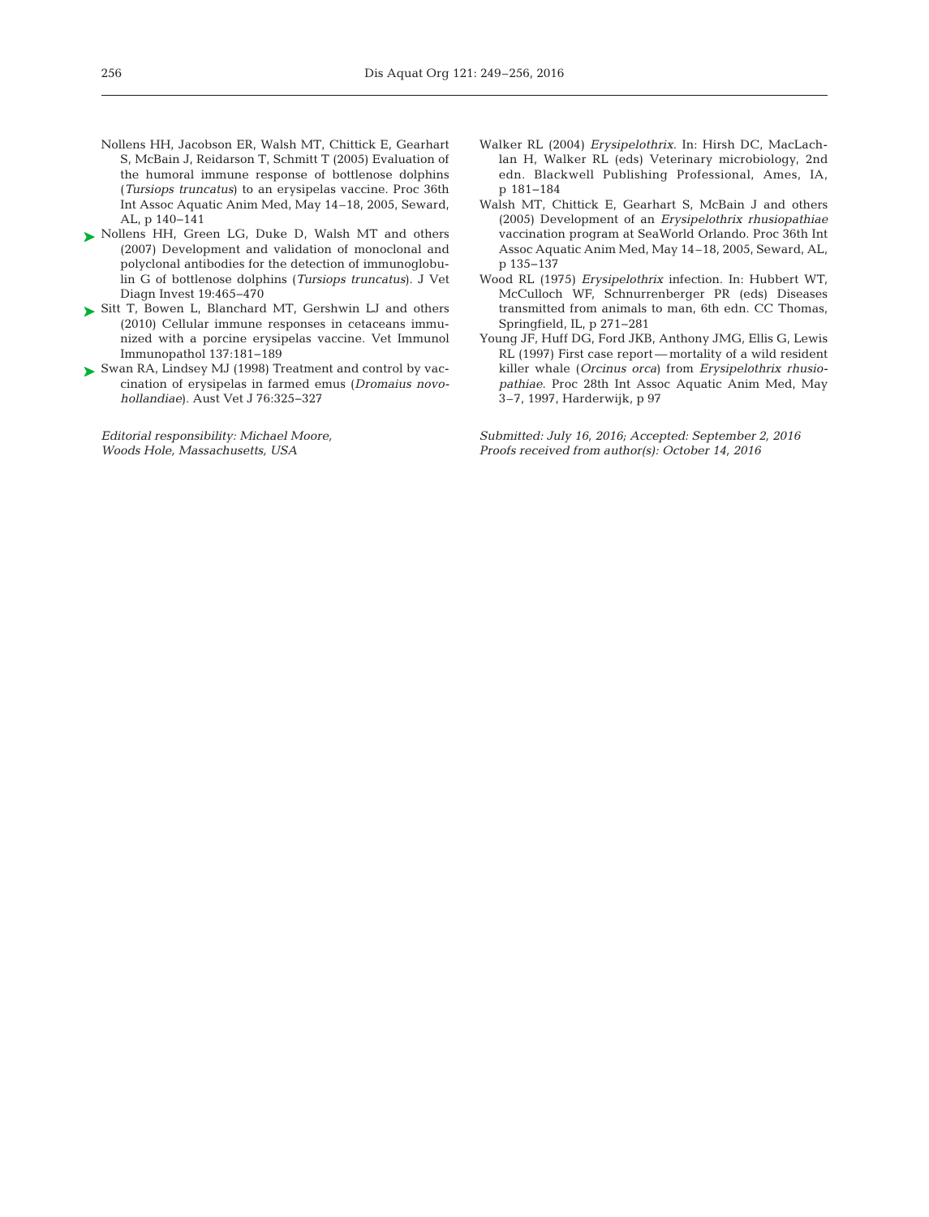Nollens HH, Jacobson ER, Walsh MT, Chittick E, Gearhart S, McBain J, Reidarson T, Schmitt T (2005) Evaluation of the humoral immune response of bottlenose dolphins (*Tursiops truncatus*) to an erysipelas vaccine. Proc 36th Int Assoc Aquatic Anim Med, May 14−18, 2005, Seward, AL, p 140−141

Nollens HH, Green LG, Duke D, Walsh MT and others (2007) Development and validation of monoclonal and polyclonal antibodies for the detection of immunoglobulin G of bottlenose dolphins (*Tursiops truncatus*). J Vet Diagn Invest 19:465−470

Sitt T, Bowen L, Blanchard MT, Gershwin LJ and others (2010) Cellular immune responses in cetaceans immunized with a porcine erysipelas vaccine. Vet Immunol Immunopathol 137:181−189

Swan RA, Lindsey MJ (1998) Treatment and control by vaccination of erysipelas in farmed emus (*Dromaius novohollandiae*). Aust Vet J 76:325−327

Walker RL (2004) *Erysipelothrix*. In: Hirsh DC, MacLachlan H, Walker RL (eds) Veterinary microbiology, 2nd edn. Blackwell Publishing Professional, Ames, IA, p 181−184

Walsh MT, Chittick E, Gearhart S, McBain J and others (2005) Development of an *Erysipelothrix rhusiopathiae* vaccination program at SeaWorld Orlando. Proc 36th Int Assoc Aquatic Anim Med, May 14−18, 2005, Seward, AL, p 135−137

Wood RL (1975) *Erysipelothrix* infection. In: Hubbert WT, McCulloch WF, Schnurrenberger PR (eds) Diseases transmitted from animals to man, 6th edn. CC Thomas, Springfield, IL, p 271−281

Young JF, Huff DG, Ford JKB, Anthony JMG, Ellis G, Lewis RL (1997) First case report — mortality of a wild resident killer whale (*Orcinus orca*) from *Erysipelothrix rhusiopathiae*. Proc 28th Int Assoc Aquatic Anim Med, May 3−7, 1997, Harderwijk, p 97

*Editorial responsibility: Michael Moore, Woods Hole, Massachusetts, USA*

*Submitted: July 16, 2016; Accepted: September 2, 2016*
*Proofs received from author(s): October 14, 2016*